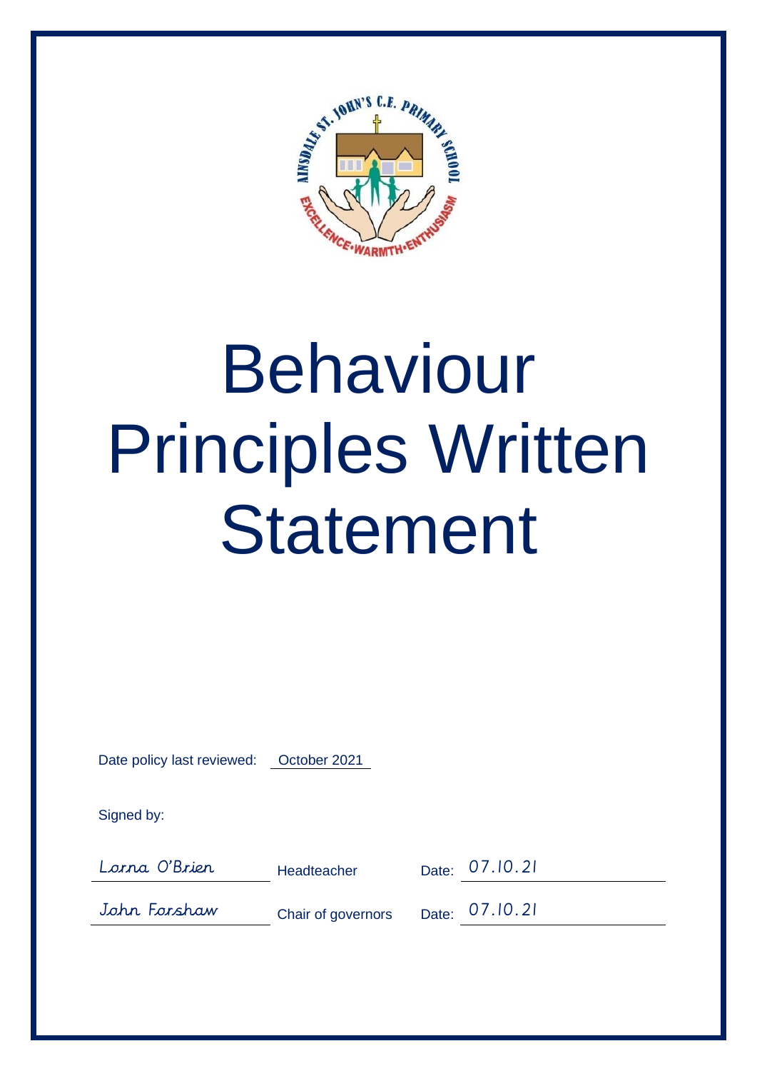# Behaviour Principles Written Statement

Date policy last reviewed: October 2021

Signed by:

| | | |
|---|---|---|
| Lorna O'Brien | Headteacher | Date: 07.10.21 |
| John Forshaw | Chair of governors | Date: 07.10.21 |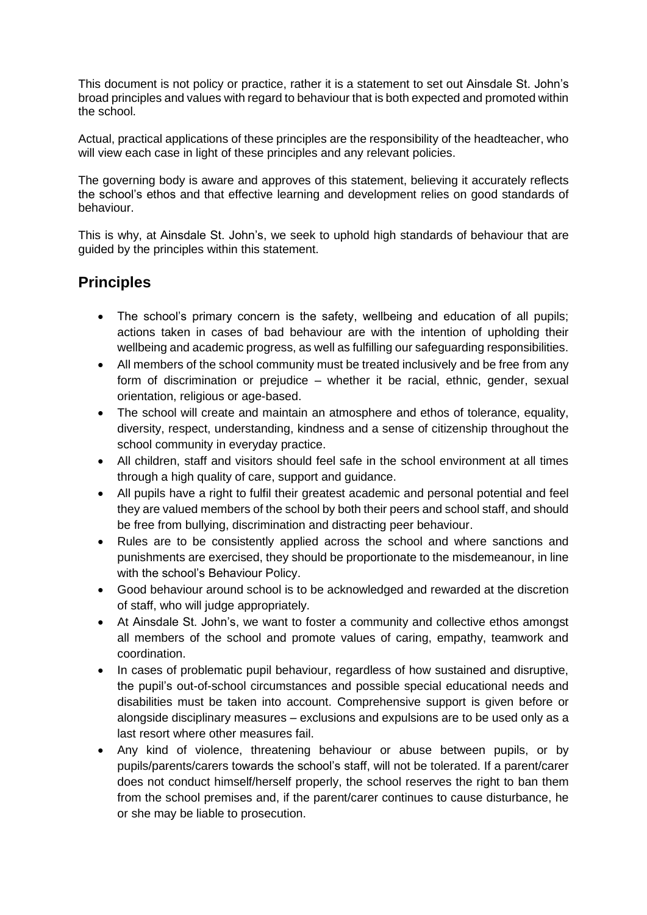This document is not policy or practice, rather it is a statement to set out Ainsdale St. John's broad principles and values with regard to behaviour that is both expected and promoted within the school.

Actual, practical applications of these principles are the responsibility of the headteacher, who will view each case in light of these principles and any relevant policies.

The governing body is aware and approves of this statement, believing it accurately reflects the school's ethos and that effective learning and development relies on good standards of behaviour.

This is why, at Ainsdale St. John's, we seek to uphold high standards of behaviour that are guided by the principles within this statement.

## Principles

- The school's primary concern is the safety, wellbeing and education of all pupils; actions taken in cases of bad behaviour are with the intention of upholding their wellbeing and academic progress, as well as fulfilling our safeguarding responsibilities.
- All members of the school community must be treated inclusively and be free from any form of discrimination or prejudice – whether it be racial, ethnic, gender, sexual orientation, religious or age-based.
- The school will create and maintain an atmosphere and ethos of tolerance, equality, diversity, respect, understanding, kindness and a sense of citizenship throughout the school community in everyday practice.
- All children, staff and visitors should feel safe in the school environment at all times through a high quality of care, support and guidance.
- All pupils have a right to fulfil their greatest academic and personal potential and feel they are valued members of the school by both their peers and school staff, and should be free from bullying, discrimination and distracting peer behaviour.
- Rules are to be consistently applied across the school and where sanctions and punishments are exercised, they should be proportionate to the misdemeanour, in line with the school's Behaviour Policy.
- Good behaviour around school is to be acknowledged and rewarded at the discretion of staff, who will judge appropriately.
- At Ainsdale St. John's, we want to foster a community and collective ethos amongst all members of the school and promote values of caring, empathy, teamwork and coordination.
- In cases of problematic pupil behaviour, regardless of how sustained and disruptive, the pupil's out-of-school circumstances and possible special educational needs and disabilities must be taken into account. Comprehensive support is given before or alongside disciplinary measures – exclusions and expulsions are to be used only as a last resort where other measures fail.
- Any kind of violence, threatening behaviour or abuse between pupils, or by pupils/parents/carers towards the school's staff, will not be tolerated. If a parent/carer does not conduct himself/herself properly, the school reserves the right to ban them from the school premises and, if the parent/carer continues to cause disturbance, he or she may be liable to prosecution.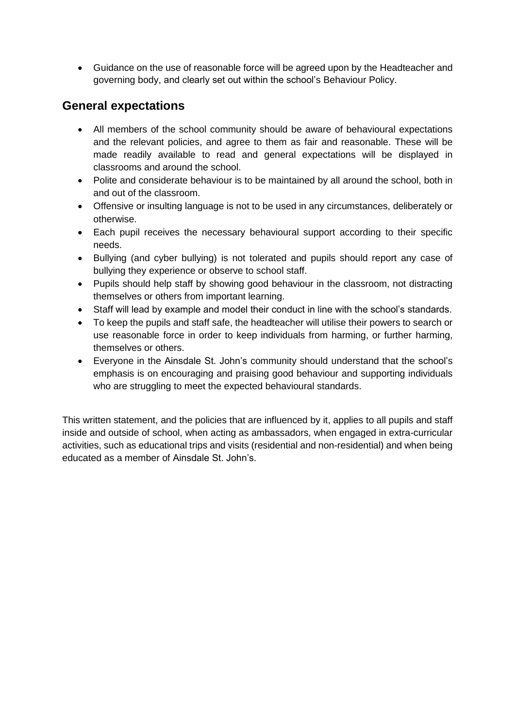- Guidance on the use of reasonable force will be agreed upon by the Headteacher and governing body, and clearly set out within the school's Behaviour Policy.

## General expectations

- All members of the school community should be aware of behavioural expectations and the relevant policies, and agree to them as fair and reasonable. These will be made readily available to read and general expectations will be displayed in classrooms and around the school.
- Polite and considerate behaviour is to be maintained by all around the school, both in and out of the classroom.
- Offensive or insulting language is not to be used in any circumstances, deliberately or otherwise.
- Each pupil receives the necessary behavioural support according to their specific needs.
- Bullying (and cyber bullying) is not tolerated and pupils should report any case of bullying they experience or observe to school staff.
- Pupils should help staff by showing good behaviour in the classroom, not distracting themselves or others from important learning.
- Staff will lead by example and model their conduct in line with the school's standards.
- To keep the pupils and staff safe, the headteacher will utilise their powers to search or use reasonable force in order to keep individuals from harming, or further harming, themselves or others.
- Everyone in the Ainsdale St. John's community should understand that the school's emphasis is on encouraging and praising good behaviour and supporting individuals who are struggling to meet the expected behavioural standards.

This written statement, and the policies that are influenced by it, applies to all pupils and staff inside and outside of school, when acting as ambassadors, when engaged in extra-curricular activities, such as educational trips and visits (residential and non-residential) and when being educated as a member of Ainsdale St. John's.